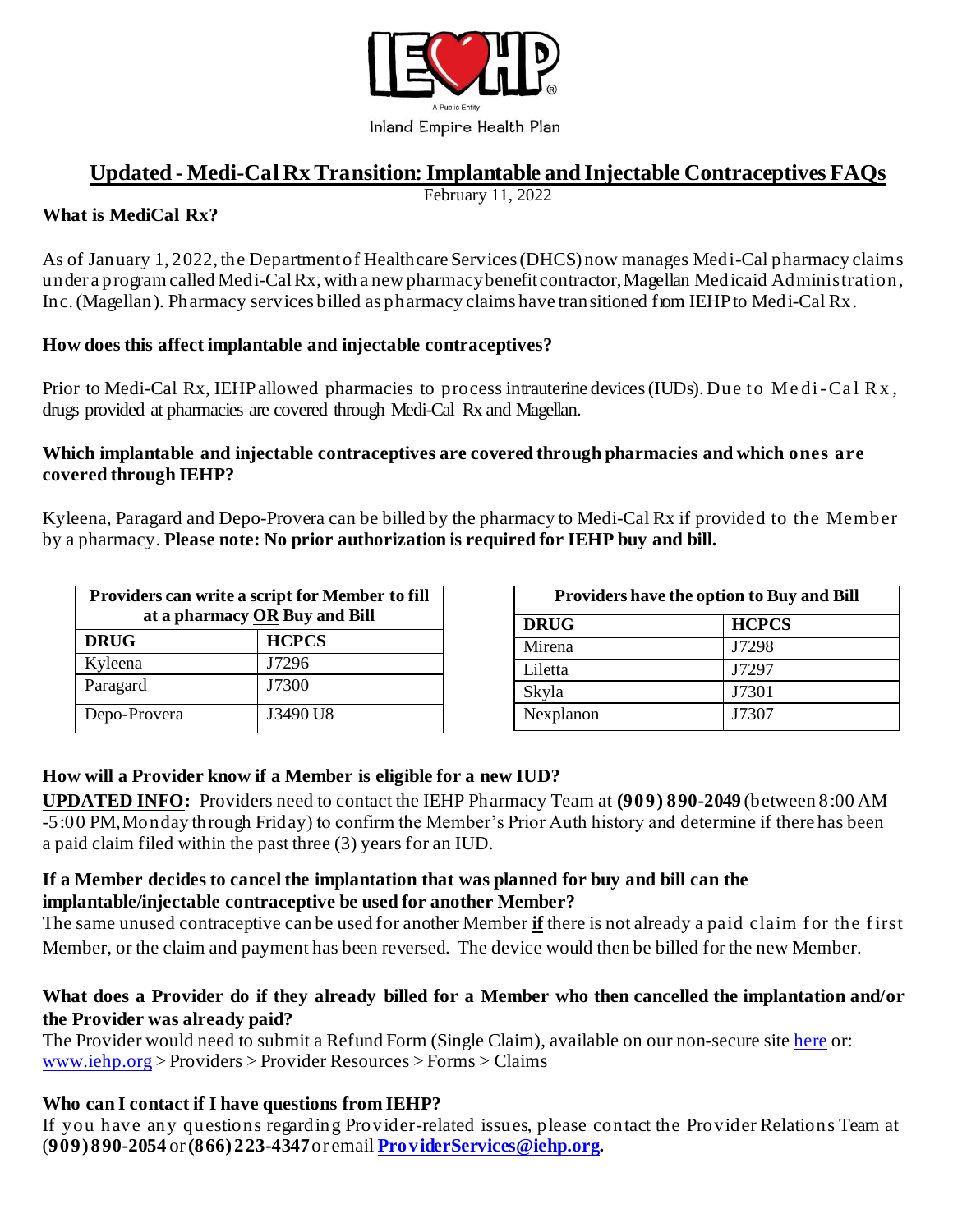IEHP

A Public Entity

Inland Empire Health Plan

# Updated - Medi-Cal Rx Transition: Implantable and Injectable Contraceptives FAQs

February 11, 2022

**What is MediCal Rx?**

As of January 1, 2022, the Department of Healthcare Services (DHCS) now manages Medi-Cal pharmacy claims under a program called Medi-Cal Rx, with a new pharmacy benefit contractor, Magellan Medicaid Administration, Inc. (Magellan). Pharmacy services billed as pharmacy claims have transitioned from IEHP to Medi-Cal Rx.

**How does this affect implantable and injectable contraceptives?**

Prior to Medi-Cal Rx, IEHP allowed pharmacies to process intrauterine devices (IUDs). Due to Medi-Cal Rx, drugs provided at pharmacies are covered through Medi-Cal Rx and Magellan.

**Which implantable and injectable contraceptives are covered through pharmacies and which ones are covered through IEHP?**

Kyleena, Paragard and Depo-Provera can be billed by the pharmacy to Medi-Cal Rx if provided to the Member by a pharmacy. **Please note: No prior authorization is required for IEHP buy and bill.**

| **Providers can write a script for Member to fill at a pharmacy OR Buy and Bill** | |
|---|---|
| **DRUG** | **HCPCS** |
| Kyleena | J7296 |
| Paragard | J7300 |
| Depo-Provera | J3490 U8 |

| **Providers have the option to Buy and Bill** | |
|---|---|
| **DRUG** | **HCPCS** |
| Mirena | J7298 |
| Liletta | J7297 |
| Skyla | J7301 |
| Nexplanon | J7307 |

**How will a Provider know if a Member is eligible for a new IUD?**

**UPDATED INFO:** Providers need to contact the IEHP Pharmacy Team at **(909) 890-2049** (between 8:00 AM -5:00 PM, Monday through Friday) to confirm the Member's Prior Auth history and determine if there has been a paid claim filed within the past three (3) years for an IUD.

**If a Member decides to cancel the implantation that was planned for buy and bill can the implantable/injectable contraceptive be used for another Member?**

The same unused contraceptive can be used for another Member **if** there is not already a paid claim for the first Member, or the claim and payment has been reversed. The device would then be billed for the new Member.

**What does a Provider do if they already billed for a Member who then cancelled the implantation and/or the Provider was already paid?**

The Provider would need to submit a Refund Form (Single Claim), available on our non-secure site here or: www.iehp.org > Providers > Provider Resources > Forms > Claims

**Who can I contact if I have questions from IEHP?**

If you have any questions regarding Provider-related issues, please contact the Provider Relations Team at **(909) 890-2054** or **(866) 223-4347** or email **ProviderServices@iehp.org.**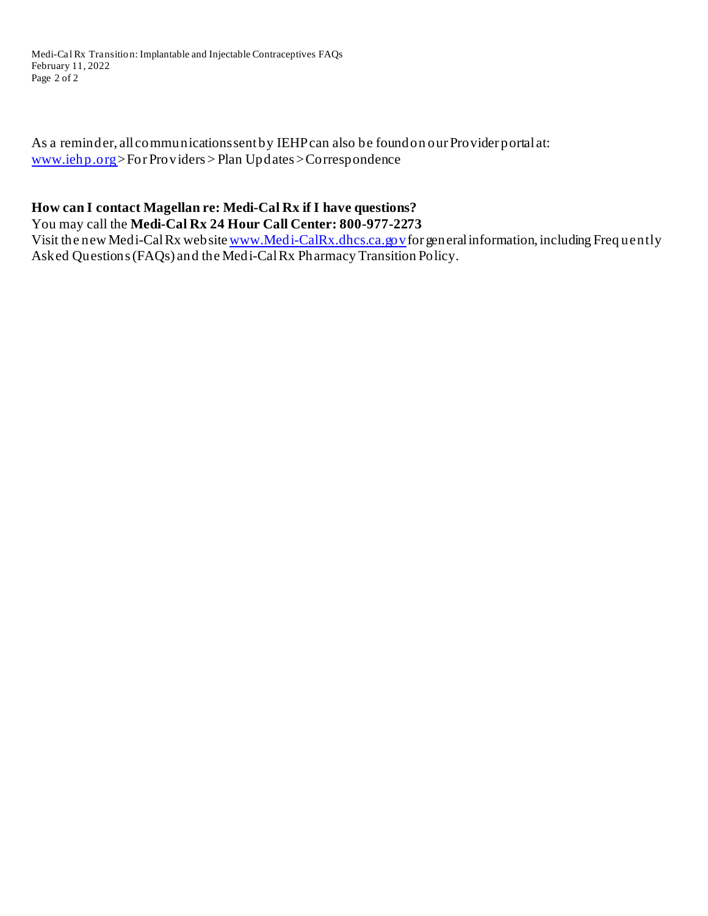As a reminder, all communications sent by IEHP can also be found on our Provider portal at: www.iehp.org > For Providers > Plan Updates > Correspondence

**How can I contact Magellan re: Medi-Cal Rx if I have questions?**

You may call the **Medi-Cal Rx 24 Hour Call Center: 800-977-2273**

Visit the new Medi-Cal Rx website www.Medi-CalRx.dhcs.ca.gov for general information, including Frequently Asked Questions (FAQs) and the Medi-Cal Rx Pharmacy Transition Policy.